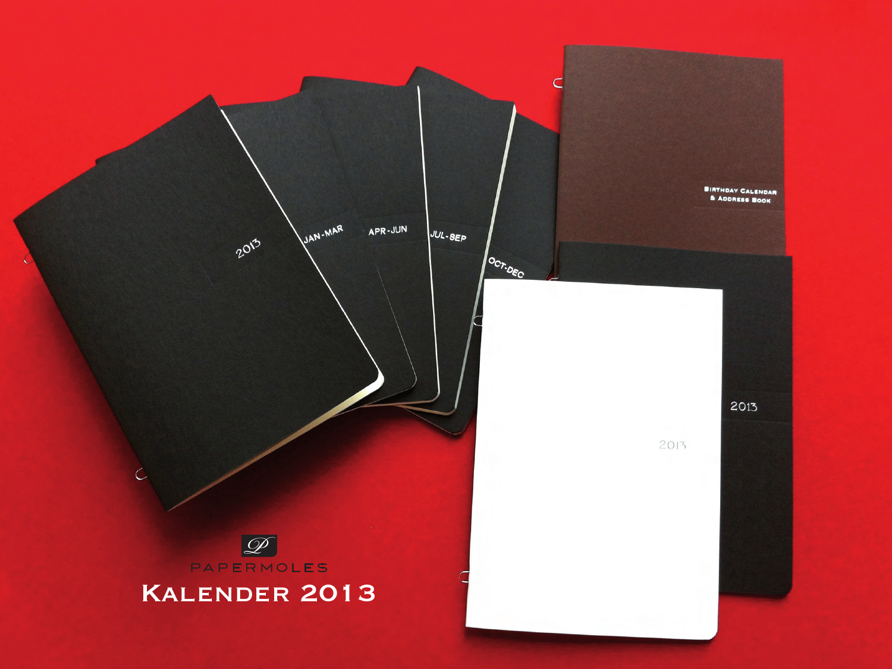PAPERMOLES

# Kalender 2013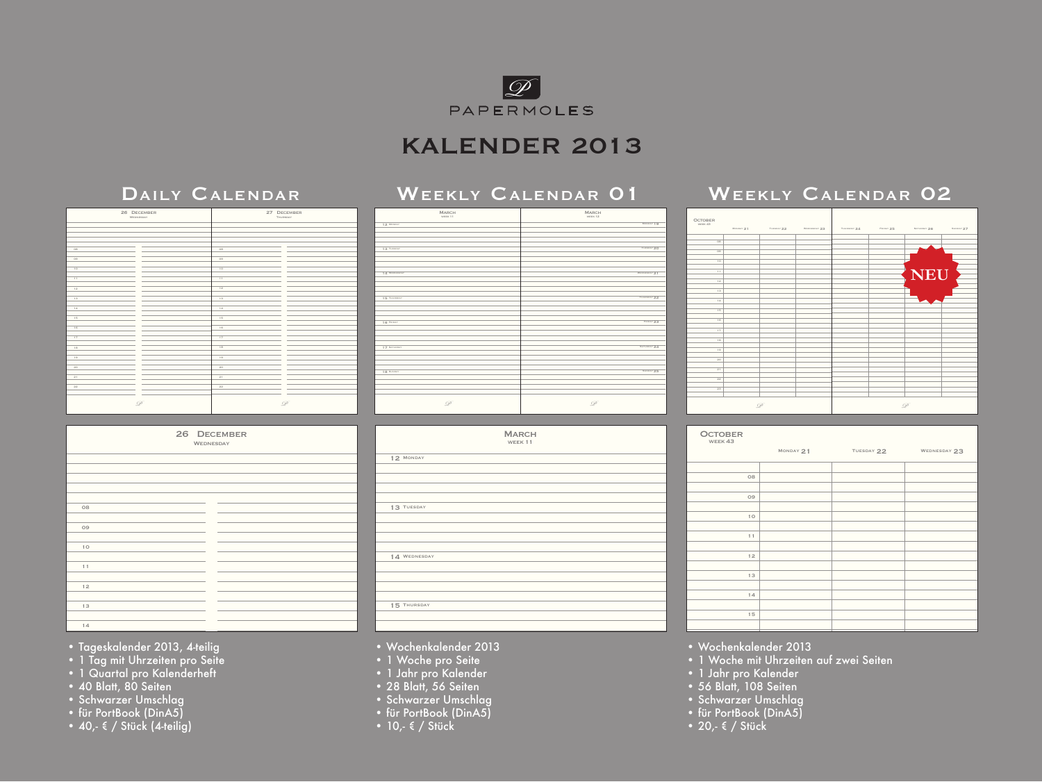PAPERMOLES

# KALENDER 2013

## Daily Calendar

- Tageskalender 2013, 4-teilig
- 1 Tag mit Uhrzeiten pro Seite
- 1 Quartal pro Kalenderheft
- 40 Blatt, 80 Seiten
- Schwarzer Umschlag
- für PortBook (DinA5)
- 40,- € / Stück (4-teilig)

## Weekly Calendar 01

- Wochenkalender 2013
- 1 Woche pro Seite
- 1 Jahr pro Kalender
- 28 Blatt, 56 Seiten
- Schwarzer Umschlag
- für PortBook (DinA5)
- 10,- € / Stück

## Weekly Calendar 02

NEU

- Wochenkalender 2013
- 1 Woche mit Uhrzeiten auf zwei Seiten
- 1 Jahr pro Kalender
- 56 Blatt, 108 Seiten
- Schwarzer Umschlag
- für PortBook (DinA5)
- 20,- € / Stück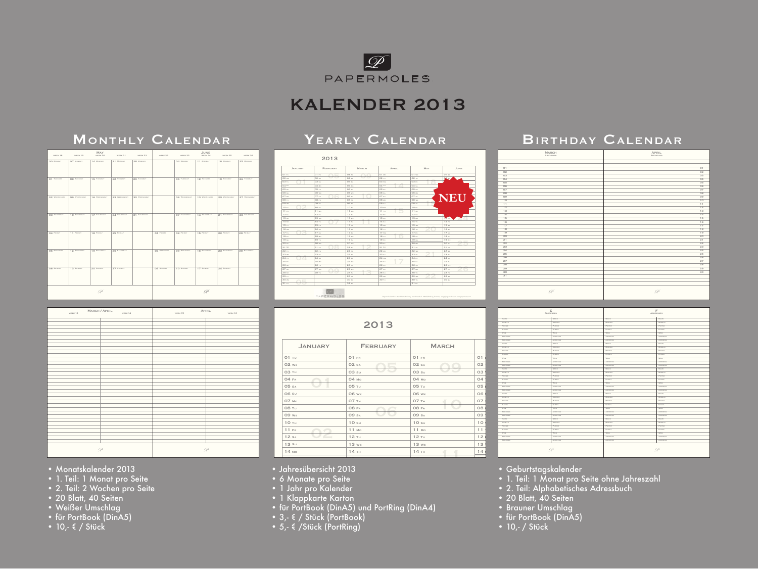PAPERMOLES

# KALENDER 2013

## Monthly Calendar

- Monatskalender 2013
- 1. Teil: 1 Monat pro Seite
- 2. Teil: 2 Wochen pro Seite
- 20 Blatt, 40 Seiten
- Weißer Umschlag
- für PortBook (DinA5)
- 10,- € / Stück

## Yearly Calendar

NEU

- Jahresübersicht 2013
- 6 Monate pro Seite
- 1 Jahr pro Kalender
- 1 Klappkarte Karton
- für PortBook (DinA5) und PortRing (DinA4)
- 3,- € / Stück (PortBook)
- 5,- € /Stück (PortRing)

## Birthday Calendar

- Geburtstagskalender
- 1. Teil: 1 Monat pro Seite ohne Jahreszahl
- 2. Teil: Alphabetisches Adressbuch
- 20 Blatt, 40 Seiten
- Brauner Umschlag
- für PortBook (DinA5)
- 10,- / Stück